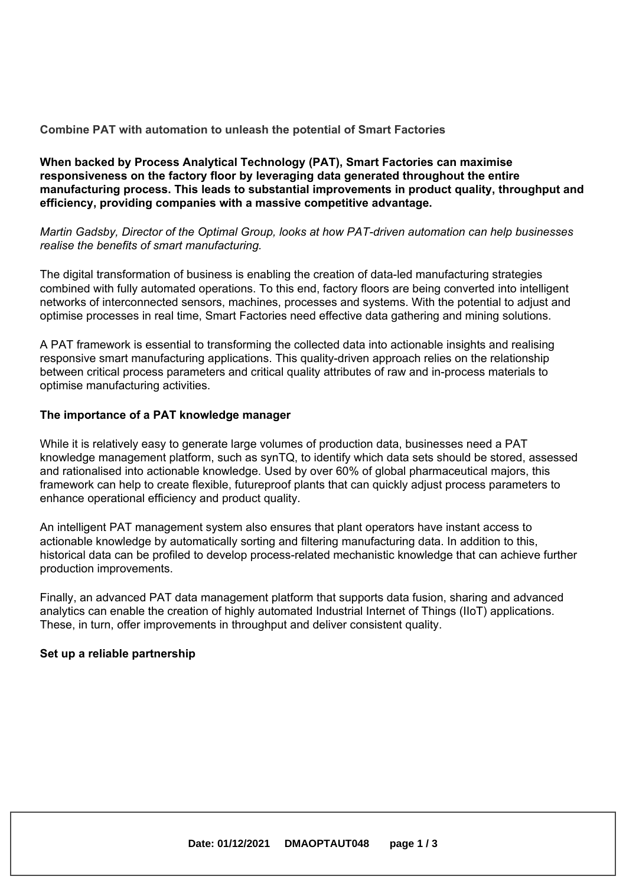# Combine PAT with automation to unleash the potential of Smart Factories

**When backed by Process Analytical Technology (PAT), Smart Factories can maximise responsiveness on the factory floor by leveraging data generated throughout the entire manufacturing process. This leads to substantial improvements in product quality, throughput and efficiency, providing companies with a massive competitive advantage.**

*Martin Gadsby, Director of the Optimal Group, looks at how PAT-driven automation can help businesses realise the benefits of smart manufacturing.*

The digital transformation of business is enabling the creation of data-led manufacturing strategies combined with fully automated operations. To this end, factory floors are being converted into intelligent networks of interconnected sensors, machines, processes and systems. With the potential to adjust and optimise processes in real time, Smart Factories need effective data gathering and mining solutions.

A PAT framework is essential to transforming the collected data into actionable insights and realising responsive smart manufacturing applications. This quality-driven approach relies on the relationship between critical process parameters and critical quality attributes of raw and in-process materials to optimise manufacturing activities.

## The importance of a PAT knowledge manager

While it is relatively easy to generate large volumes of production data, businesses need a PAT knowledge management platform, such as synTQ, to identify which data sets should be stored, assessed and rationalised into actionable knowledge. Used by over 60% of global pharmaceutical majors, this framework can help to create flexible, futureproof plants that can quickly adjust process parameters to enhance operational efficiency and product quality.

An intelligent PAT management system also ensures that plant operators have instant access to actionable knowledge by automatically sorting and filtering manufacturing data. In addition to this, historical data can be profiled to develop process-related mechanistic knowledge that can achieve further production improvements.

Finally, an advanced PAT data management platform that supports data fusion, sharing and advanced analytics can enable the creation of highly automated Industrial Internet of Things (IIoT) applications. These, in turn, offer improvements in throughput and deliver consistent quality.

## Set up a reliable partnership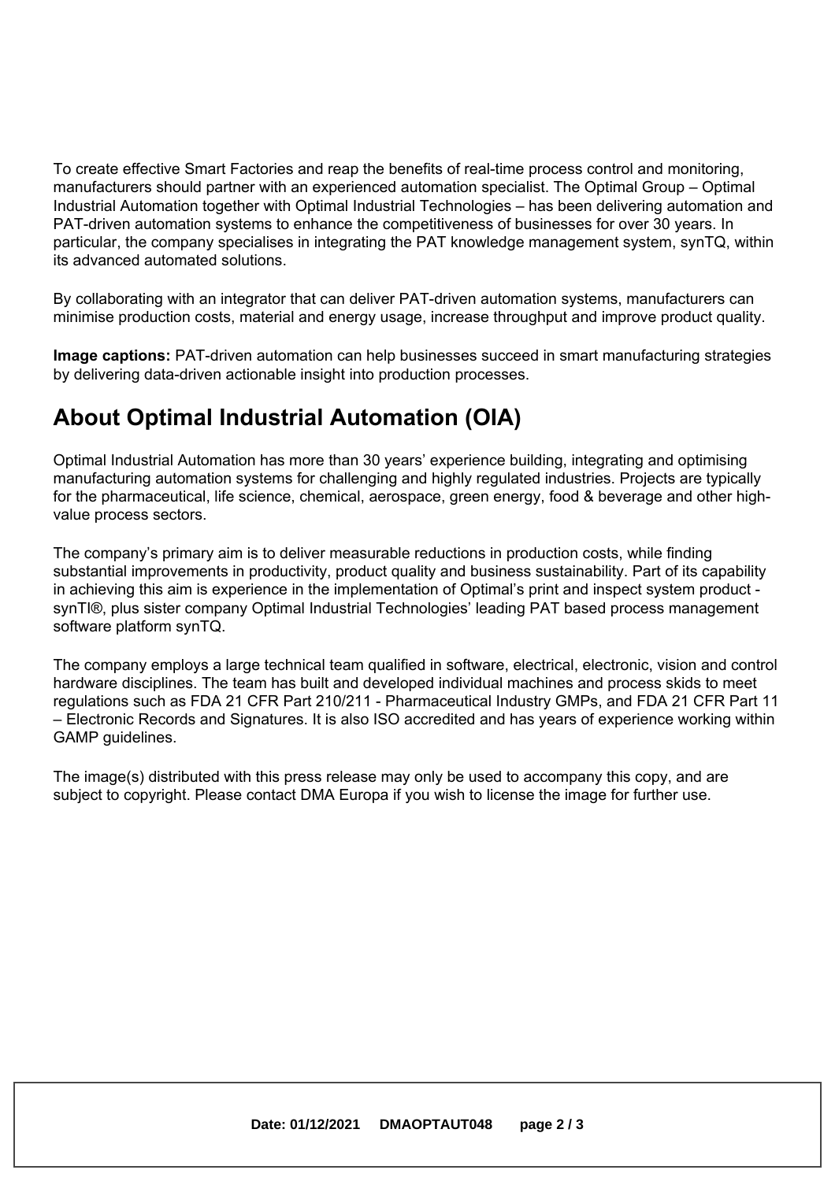To create effective Smart Factories and reap the benefits of real-time process control and monitoring, manufacturers should partner with an experienced automation specialist. The Optimal Group – Optimal Industrial Automation together with Optimal Industrial Technologies – has been delivering automation and PAT-driven automation systems to enhance the competitiveness of businesses for over 30 years. In particular, the company specialises in integrating the PAT knowledge management system, synTQ, within its advanced automated solutions.

By collaborating with an integrator that can deliver PAT-driven automation systems, manufacturers can minimise production costs, material and energy usage, increase throughput and improve product quality.

**Image captions:** PAT-driven automation can help businesses succeed in smart manufacturing strategies by delivering data-driven actionable insight into production processes.

## About Optimal Industrial Automation (OIA)

Optimal Industrial Automation has more than 30 years' experience building, integrating and optimising manufacturing automation systems for challenging and highly regulated industries. Projects are typically for the pharmaceutical, life science, chemical, aerospace, green energy, food & beverage and other high-value process sectors.

The company's primary aim is to deliver measurable reductions in production costs, while finding substantial improvements in productivity, product quality and business sustainability. Part of its capability in achieving this aim is experience in the implementation of Optimal's print and inspect system product - synTI®, plus sister company Optimal Industrial Technologies' leading PAT based process management software platform synTQ.

The company employs a large technical team qualified in software, electrical, electronic, vision and control hardware disciplines. The team has built and developed individual machines and process skids to meet regulations such as FDA 21 CFR Part 210/211 - Pharmaceutical Industry GMPs, and FDA 21 CFR Part 11 – Electronic Records and Signatures. It is also ISO accredited and has years of experience working within GAMP guidelines.

The image(s) distributed with this press release may only be used to accompany this copy, and are subject to copyright. Please contact DMA Europa if you wish to license the image for further use.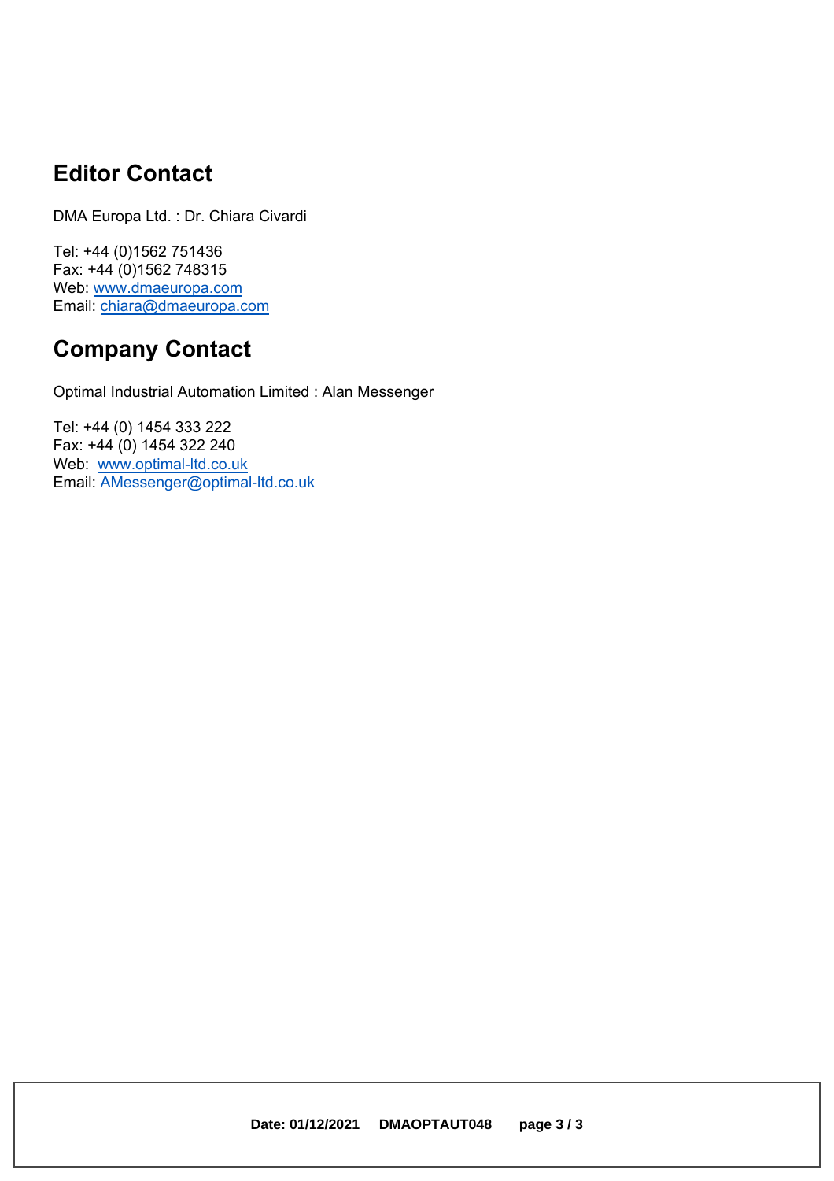## Editor Contact

DMA Europa Ltd. : Dr. Chiara Civardi

Tel: +44 (0)1562 751436
Fax: +44 (0)1562 748315
Web: www.dmaeuropa.com
Email: chiara@dmaeuropa.com

## Company Contact

Optimal Industrial Automation Limited : Alan Messenger

Tel: +44 (0) 1454 333 222
Fax: +44 (0) 1454 322 240
Web: www.optimal-ltd.co.uk
Email: AMessenger@optimal-ltd.co.uk